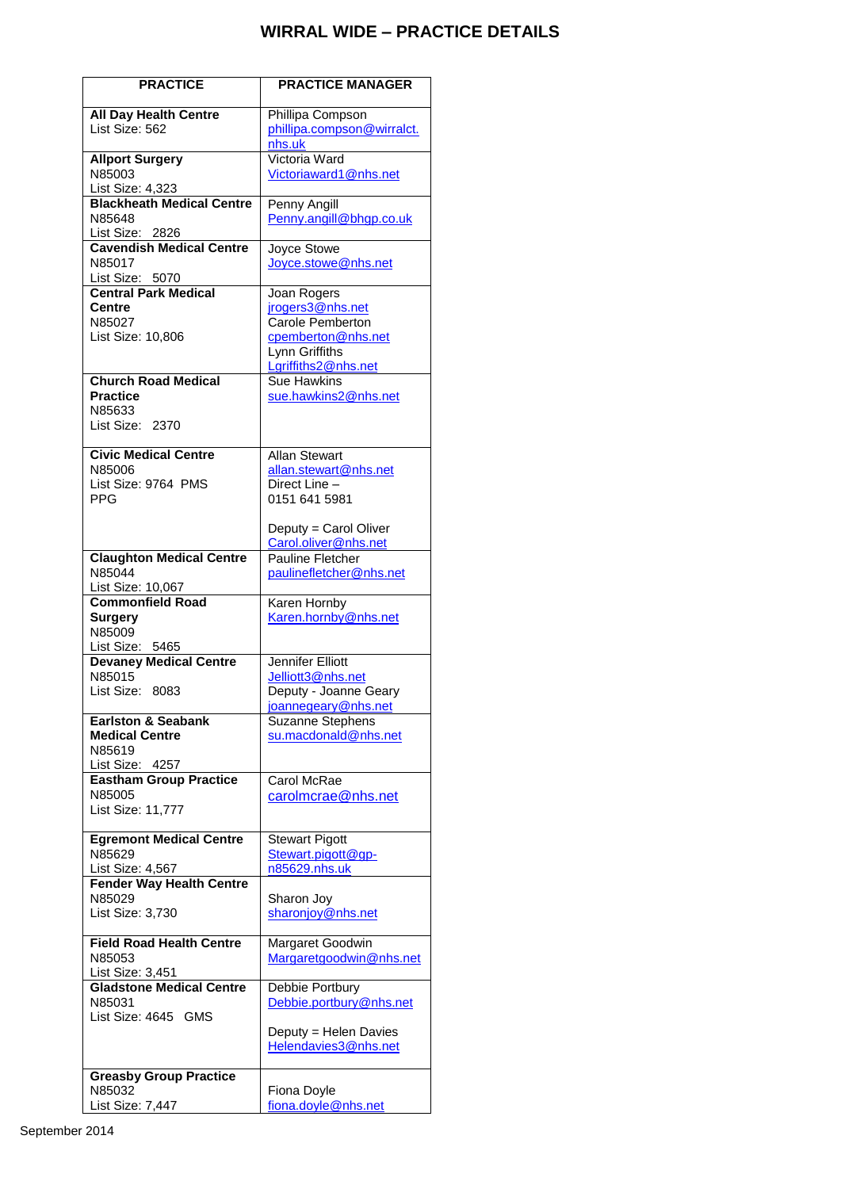# WIRRAL WIDE – PRACTICE DETAILS

| PRACTICE | PRACTICE MANAGER |
|---|---|
| **All Day Health Centre**<br>List Size: 562 | Phillipa Compson<br>phillipa.compson@wirralct.nhs.uk |
| **Allport Surgery**<br>N85003<br>List Size: 4,323 | Victoria Ward<br>Victoriaward1@nhs.net |
| **Blackheath Medical Centre**<br>N85648<br>List Size: 2826 | Penny Angill<br>Penny.angill@bhgp.co.uk |
| **Cavendish Medical Centre**<br>N85017<br>List Size: 5070 | Joyce Stowe<br>Joyce.stowe@nhs.net |
| **Central Park Medical Centre**<br>N85027<br>List Size: 10,806 | Joan Rogers<br>jrogers3@nhs.net<br>Carole Pemberton<br>cpemberton@nhs.net<br>Lynn Griffiths<br>Lgriffiths2@nhs.net |
| **Church Road Medical Practice**<br>N85633<br>List Size: 2370 | Sue Hawkins<br>sue.hawkins2@nhs.net |
| **Civic Medical Centre**<br>N85006<br>List Size: 9764 PMS<br>PPG | Allan Stewart<br>allan.stewart@nhs.net<br>Direct Line –<br>0151 641 5981<br><br>Deputy = Carol Oliver<br>Carol.oliver@nhs.net |
| **Claughton Medical Centre**<br>N85044<br>List Size: 10,067 | Pauline Fletcher<br>paulinefletcher@nhs.net |
| **Commonfield Road Surgery**<br>N85009<br>List Size: 5465 | Karen Hornby<br>Karen.hornby@nhs.net |
| **Devaney Medical Centre**<br>N85015<br>List Size: 8083 | Jennifer Elliott<br>Jelliott3@nhs.net<br>Deputy - Joanne Geary<br>joannegeary@nhs.net |
| **Earlston & Seabank Medical Centre**<br>N85619<br>List Size: 4257 | Suzanne Stephens<br>su.macdonald@nhs.net |
| **Eastham Group Practice**<br>N85005<br>List Size: 11,777 | Carol McRae<br>carolmcrae@nhs.net |
| **Egremont Medical Centre**<br>N85629<br>List Size: 4,567 | Stewart Pigott<br>Stewart.pigott@gp-n85629.nhs.uk |
| **Fender Way Health Centre**<br>N85029<br>List Size: 3,730 | Sharon Joy<br>sharonjoy@nhs.net |
| **Field Road Health Centre**<br>N85053<br>List Size: 3,451 | Margaret Goodwin<br>Margaretgoodwin@nhs.net |
| **Gladstone Medical Centre**<br>N85031<br>List Size: 4645 GMS | Debbie Portbury<br>Debbie.portbury@nhs.net<br><br>Deputy = Helen Davies<br>Helendavies3@nhs.net |
| **Greasby Group Practice**<br>N85032<br>List Size: 7,447 | Fiona Doyle<br>fiona.doyle@nhs.net |

September 2014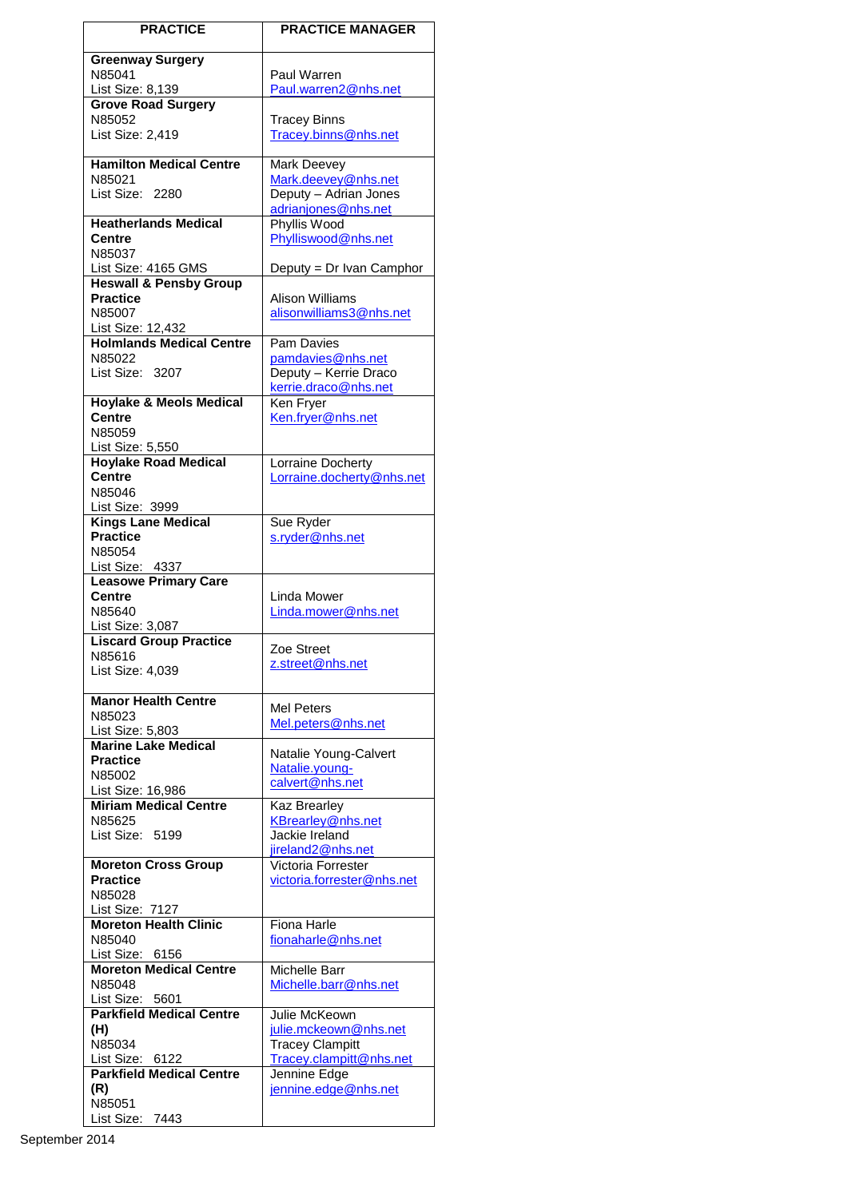| PRACTICE | PRACTICE MANAGER |
|---|---|
| **Greenway Surgery** N85041 List Size: 8,139 | Paul Warren Paul.warren2@nhs.net |
| **Grove Road Surgery** N85052 List Size: 2,419 | Tracey Binns Tracey.binns@nhs.net |
| **Hamilton Medical Centre** N85021 List Size: 2280 | Mark Deevey Mark.deevey@nhs.net Deputy – Adrian Jones adrianjones@nhs.net |
| **Heatherlands Medical Centre** N85037 List Size: 4165 GMS | Phyllis Wood Phylliswood@nhs.net Deputy = Dr Ivan Camphor |
| **Heswall & Pensby Group Practice** N85007 List Size: 12,432 | Alison Williams alisonwilliams3@nhs.net |
| **Holmlands Medical Centre** N85022 List Size: 3207 | Pam Davies pamdavies@nhs.net Deputy – Kerrie Draco kerrie.draco@nhs.net |
| **Hoylake & Meols Medical Centre** N85059 List Size: 5,550 | Ken Fryer Ken.fryer@nhs.net |
| **Hoylake Road Medical Centre** N85046 List Size: 3999 | Lorraine Docherty Lorraine.docherty@nhs.net |
| **Kings Lane Medical Practice** N85054 List Size: 4337 | Sue Ryder s.ryder@nhs.net |
| **Leasowe Primary Care Centre** N85640 List Size: 3,087 | Linda Mower Linda.mower@nhs.net |
| **Liscard Group Practice** N85616 List Size: 4,039 | Zoe Street z.street@nhs.net |
| **Manor Health Centre** N85023 List Size: 5,803 | Mel Peters Mel.peters@nhs.net |
| **Marine Lake Medical Practice** N85002 List Size: 16,986 | Natalie Young-Calvert Natalie.young-calvert@nhs.net |
| **Miriam Medical Centre** N85625 List Size: 5199 | Kaz Brearley KBrearley@nhs.net Jackie Ireland jireland2@nhs.net |
| **Moreton Cross Group Practice** N85028 List Size: 7127 | Victoria Forrester victoria.forrester@nhs.net |
| **Moreton Health Clinic** N85040 List Size: 6156 | Fiona Harle fionaharle@nhs.net |
| **Moreton Medical Centre** N85048 List Size: 5601 | Michelle Barr Michelle.barr@nhs.net |
| **Parkfield Medical Centre (H)** N85034 List Size: 6122 | Julie McKeown julie.mckeown@nhs.net Tracey Clampitt Tracey.clampitt@nhs.net |
| **Parkfield Medical Centre (R)** N85051 List Size: 7443 | Jennine Edge jennine.edge@nhs.net |

September 2014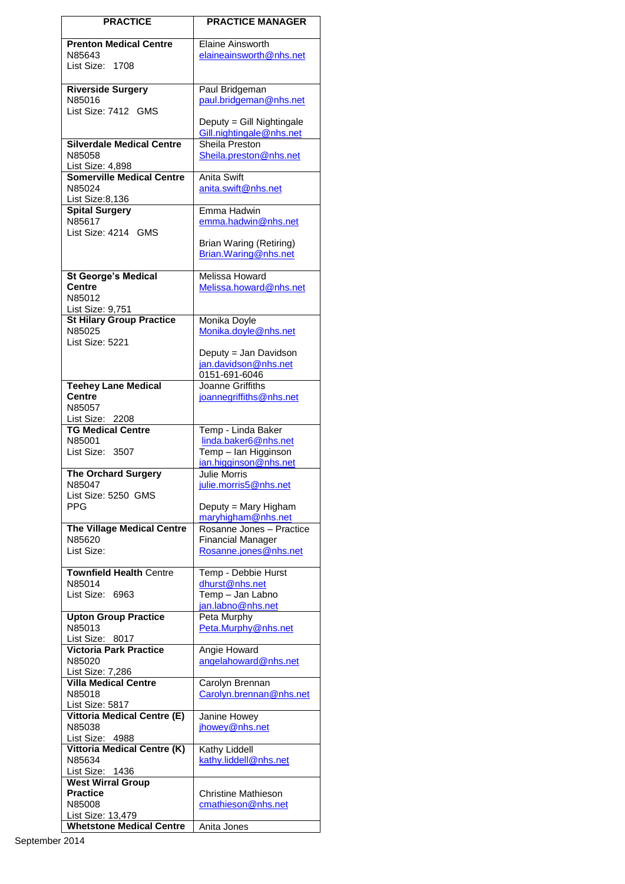| PRACTICE | PRACTICE MANAGER |
|---|---|
| **Prenton Medical Centre**<br>N85643<br>List Size: 1708 | Elaine Ainsworth<br>elaineainsworth@nhs.net |
| **Riverside Surgery**<br>N85016<br>List Size: 7412 GMS | Paul Bridgeman<br>paul.bridgeman@nhs.net<br><br>Deputy = Gill Nightingale<br>Gill.nightingale@nhs.net |
| **Silverdale Medical Centre**<br>N85058<br>List Size: 4,898 | Sheila Preston<br>Sheila.preston@nhs.net |
| **Somerville Medical Centre**<br>N85024<br>List Size:8,136 | Anita Swift<br>anita.swift@nhs.net |
| **Spital Surgery**<br>N85617<br>List Size: 4214 GMS | Emma Hadwin<br>emma.hadwin@nhs.net<br><br>Brian Waring (Retiring)<br>Brian.Waring@nhs.net |
| **St George's Medical Centre**<br>N85012<br>List Size: 9,751 | Melissa Howard<br>Melissa.howard@nhs.net |
| **St Hilary Group Practice**<br>N85025<br>List Size: 5221 | Monika Doyle<br>Monika.doyle@nhs.net<br><br>Deputy = Jan Davidson<br>jan.davidson@nhs.net<br>0151-691-6046 |
| **Teehey Lane Medical Centre**<br>N85057<br>List Size: 2208 | Joanne Griffiths<br>joannegriffiths@nhs.net |
| **TG Medical Centre**<br>N85001<br>List Size: 3507 | Temp - Linda Baker<br>linda.baker6@nhs.net<br>Temp – Ian Higginson<br>ian.higginson@nhs.net |
| **The Orchard Surgery**<br>N85047<br>List Size: 5250 GMS<br>PPG | Julie Morris<br>julie.morris5@nhs.net<br><br>Deputy = Mary Higham<br>maryhigham@nhs.net |
| **The Village Medical Centre**<br>N85620<br>List Size: | Rosanne Jones – Practice Financial Manager<br>Rosanne.jones@nhs.net |
| **Townfield Health** Centre<br>N85014<br>List Size: 6963 | Temp - Debbie Hurst<br>dhurst@nhs.net<br>Temp – Jan Labno<br>jan.labno@nhs.net |
| **Upton Group Practice**<br>N85013<br>List Size: 8017 | Peta Murphy<br>Peta.Murphy@nhs.net |
| **Victoria Park Practice**<br>N85020<br>List Size: 7,286 | Angie Howard<br>angelahoward@nhs.net |
| **Villa Medical Centre**<br>N85018<br>List Size: 5817 | Carolyn Brennan<br>Carolyn.brennan@nhs.net |
| **Vittoria Medical Centre (E)**<br>N85038<br>List Size: 4988 | Janine Howey<br>jhowey@nhs.net |
| **Vittoria Medical Centre (K)**<br>N85634<br>List Size: 1436 | Kathy Liddell<br>kathy.liddell@nhs.net |
| **West Wirral Group Practice**<br>N85008<br>List Size: 13,479 | Christine Mathieson<br>cmathieson@nhs.net |
| **Whetstone Medical Centre** | Anita Jones |

September 2014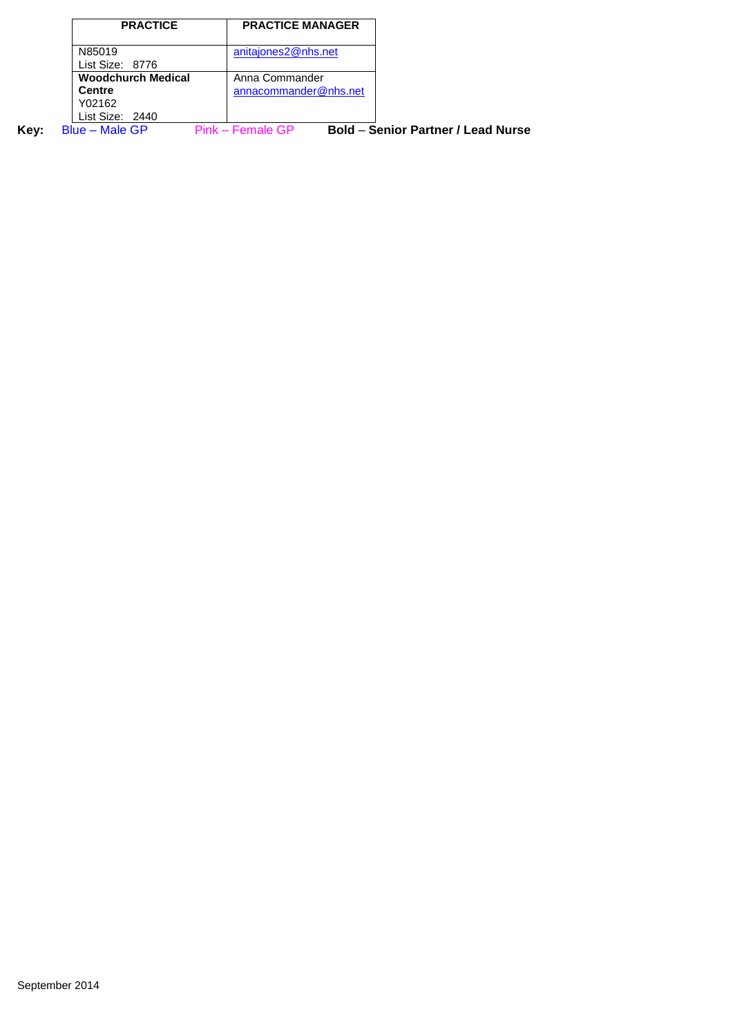| PRACTICE | PRACTICE MANAGER |
|---|---|
| N85019<br>List Size: 8776 | anitajones2@nhs.net |
| **Woodchurch Medical Centre**<br>Y02162<br>List Size: 2440 | Anna Commander<br>annacommander@nhs.net |

**Key:** Blue – Male GP Pink – Female GP **Bold** – **Senior Partner / Lead Nurse**

September 2014